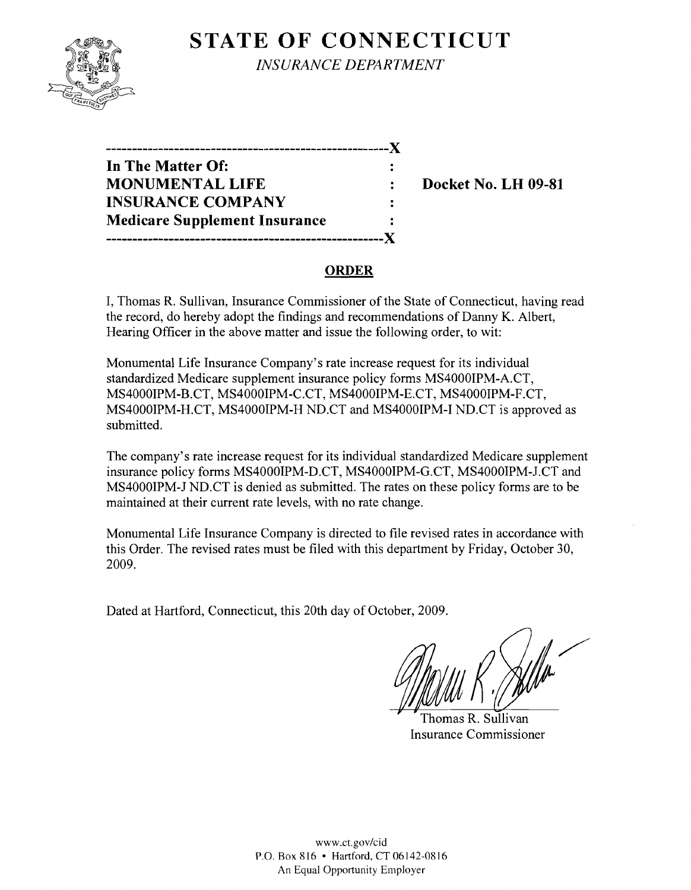# STATE OF CONNECTICUT

*INSURANCE DEPARTMENT*

---

**In The Matter Of:**
**MONUMENTAL LIFE INSURANCE COMPANY**
**Medicare Supplement Insurance**

**Docket No. LH 09-81**

---

## ORDER

I, Thomas R. Sullivan, Insurance Commissioner of the State of Connecticut, having read the record, do hereby adopt the findings and recommendations of Danny K. Albert, Hearing Officer in the above matter and issue the following order, to wit:

Monumental Life Insurance Company's rate increase request for its individual standardized Medicare supplement insurance policy forms MS4000IPM-A.CT, MS4000IPM-B.CT, MS4000IPM-C.CT, MS4000IPM-E.CT, MS4000IPM-F.CT, MS4000IPM-H.CT, MS4000IPM-H ND.CT and MS4000IPM-I ND.CT is approved as submitted.

The company's rate increase request for its individual standardized Medicare supplement insurance policy forms MS4000IPM-D.CT, MS4000IPM-G.CT, MS4000IPM-J.CT and MS4000IPM-J ND.CT is denied as submitted. The rates on these policy forms are to be maintained at their current rate levels, with no rate change.

Monumental Life Insurance Company is directed to file revised rates in accordance with this Order. The revised rates must be filed with this department by Friday, October 30, 2009.

Dated at Hartford, Connecticut, this 20th day of October, 2009.

Thomas R. Sullivan
Insurance Commissioner

www.ct.gov/cid
P.O. Box 816 • Hartford, CT 06142-0816
An Equal Opportunity Employer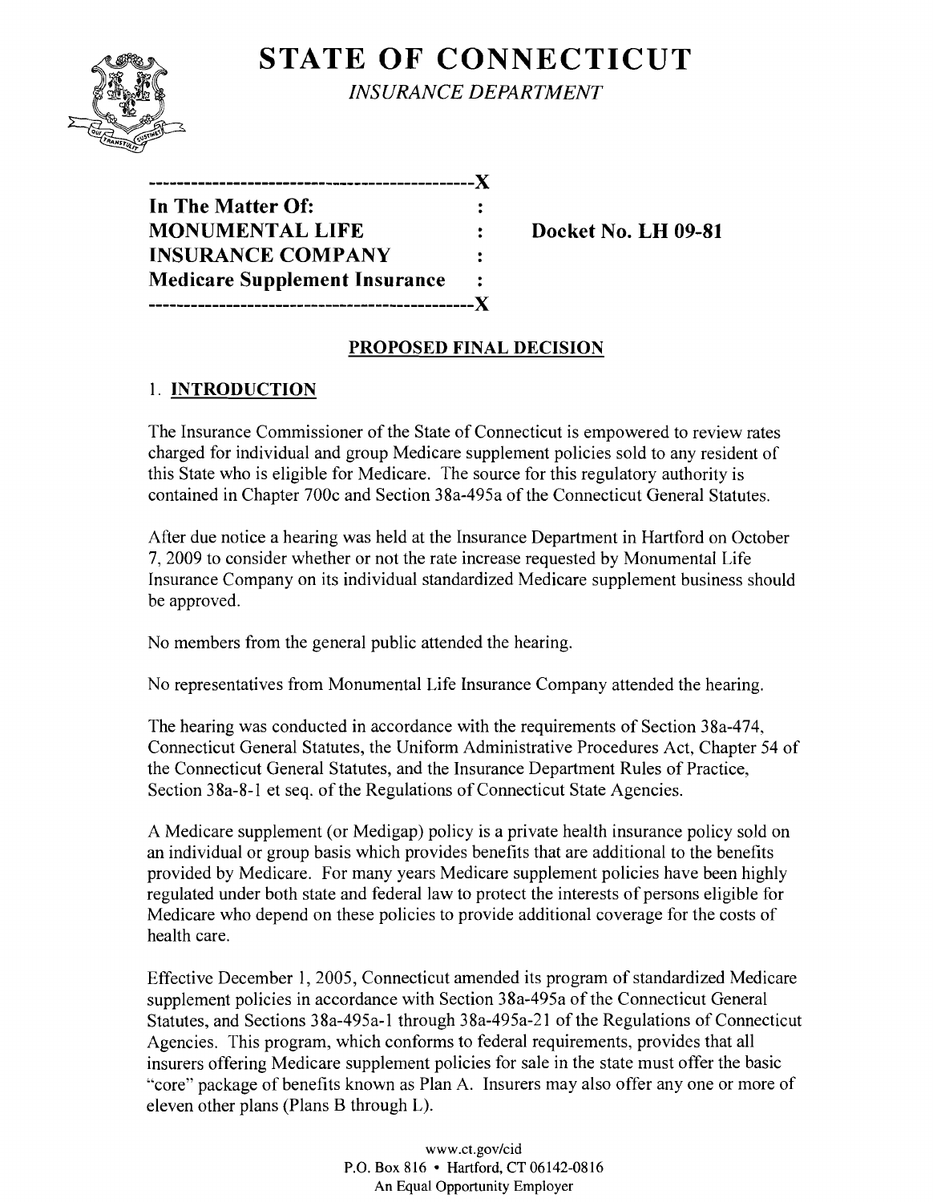# STATE OF CONNECTICUT

*INSURANCE DEPARTMENT*

```
----------------------------------------------X
In The Matter Of:                             :
MONUMENTAL LIFE                               :     Docket No. LH 09-81
INSURANCE COMPANY                             :
Medicare Supplement Insurance                 :
----------------------------------------------X
```

## PROPOSED FINAL DECISION

### 1. INTRODUCTION

The Insurance Commissioner of the State of Connecticut is empowered to review rates charged for individual and group Medicare supplement policies sold to any resident of this State who is eligible for Medicare. The source for this regulatory authority is contained in Chapter 700c and Section 38a-495a of the Connecticut General Statutes.

After due notice a hearing was held at the Insurance Department in Hartford on October 7, 2009 to consider whether or not the rate increase requested by Monumental Life Insurance Company on its individual standardized Medicare supplement business should be approved.

No members from the general public attended the hearing.

No representatives from Monumental Life Insurance Company attended the hearing.

The hearing was conducted in accordance with the requirements of Section 38a-474, Connecticut General Statutes, the Uniform Administrative Procedures Act, Chapter 54 of the Connecticut General Statutes, and the Insurance Department Rules of Practice, Section 38a-8-1 et seq. of the Regulations of Connecticut State Agencies.

A Medicare supplement (or Medigap) policy is a private health insurance policy sold on an individual or group basis which provides benefits that are additional to the benefits provided by Medicare. For many years Medicare supplement policies have been highly regulated under both state and federal law to protect the interests of persons eligible for Medicare who depend on these policies to provide additional coverage for the costs of health care.

Effective December 1, 2005, Connecticut amended its program of standardized Medicare supplement policies in accordance with Section 38a-495a of the Connecticut General Statutes, and Sections 38a-495a-1 through 38a-495a-21 of the Regulations of Connecticut Agencies. This program, which conforms to federal requirements, provides that all insurers offering Medicare supplement policies for sale in the state must offer the basic "core" package of benefits known as Plan A. Insurers may also offer any one or more of eleven other plans (Plans B through L).

www.ct.gov/cid
P.O. Box 816 • Hartford, CT 06142-0816
An Equal Opportunity Employer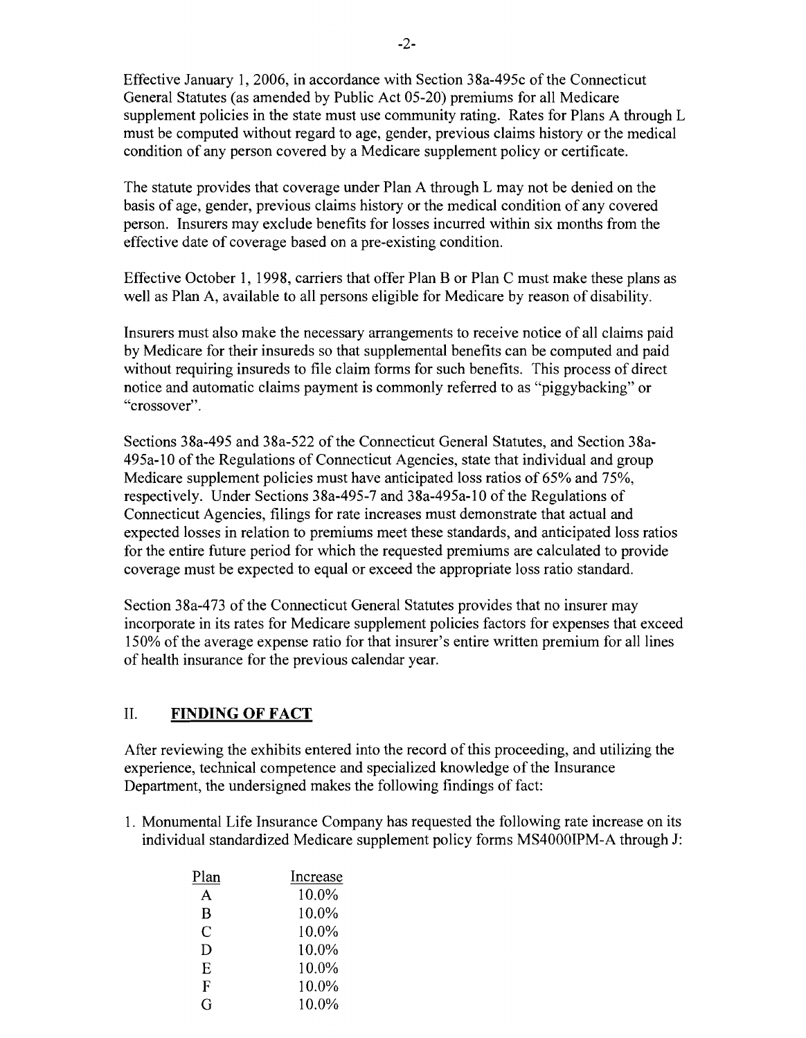Effective January 1, 2006, in accordance with Section 38a-495c of the Connecticut General Statutes (as amended by Public Act 05-20) premiums for all Medicare supplement policies in the state must use community rating. Rates for Plans A through L must be computed without regard to age, gender, previous claims history or the medical condition of any person covered by a Medicare supplement policy or certificate.

The statute provides that coverage under Plan A through L may not be denied on the basis of age, gender, previous claims history or the medical condition of any covered person. Insurers may exclude benefits for losses incurred within six months from the effective date of coverage based on a pre-existing condition.

Effective October 1, 1998, carriers that offer Plan B or Plan C must make these plans as well as Plan A, available to all persons eligible for Medicare by reason of disability.

Insurers must also make the necessary arrangements to receive notice of all claims paid by Medicare for their insureds so that supplemental benefits can be computed and paid without requiring insureds to file claim forms for such benefits. This process of direct notice and automatic claims payment is commonly referred to as "piggybacking" or "crossover".

Sections 38a-495 and 38a-522 of the Connecticut General Statutes, and Section 38a-495a-10 of the Regulations of Connecticut Agencies, state that individual and group Medicare supplement policies must have anticipated loss ratios of 65% and 75%, respectively. Under Sections 38a-495-7 and 38a-495a-10 of the Regulations of Connecticut Agencies, filings for rate increases must demonstrate that actual and expected losses in relation to premiums meet these standards, and anticipated loss ratios for the entire future period for which the requested premiums are calculated to provide coverage must be expected to equal or exceed the appropriate loss ratio standard.

Section 38a-473 of the Connecticut General Statutes provides that no insurer may incorporate in its rates for Medicare supplement policies factors for expenses that exceed 150% of the average expense ratio for that insurer's entire written premium for all lines of health insurance for the previous calendar year.

## II. FINDING OF FACT

After reviewing the exhibits entered into the record of this proceeding, and utilizing the experience, technical competence and specialized knowledge of the Insurance Department, the undersigned makes the following findings of fact:

1. Monumental Life Insurance Company has requested the following rate increase on its individual standardized Medicare supplement policy forms MS4000IPM-A through J:

| Plan | Increase |
|---|---|
| A | 10.0% |
| B | 10.0% |
| C | 10.0% |
| D | 10.0% |
| E | 10.0% |
| F | 10.0% |
| G | 10.0% |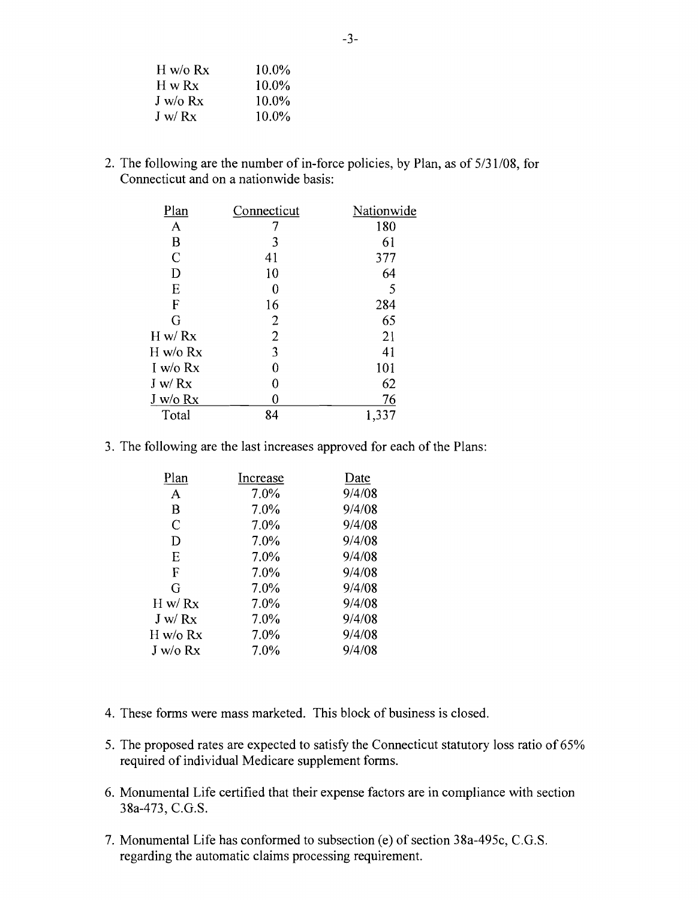| | |
|---|---|
| H w/o Rx | 10.0% |
| H w Rx | 10.0% |
| J w/o Rx | 10.0% |
| J w/ Rx | 10.0% |

2. The following are the number of in-force policies, by Plan, as of 5/31/08, for Connecticut and on a nationwide basis:

| Plan | Connecticut | Nationwide |
|---|---|---|
| A | 7 | 180 |
| B | 3 | 61 |
| C | 41 | 377 |
| D | 10 | 64 |
| E | 0 | 5 |
| F | 16 | 284 |
| G | 2 | 65 |
| H w/ Rx | 2 | 21 |
| H w/o Rx | 3 | 41 |
| I w/o Rx | 0 | 101 |
| J w/ Rx | 0 | 62 |
| J w/o Rx | 0 | 76 |
| Total | 84 | 1,337 |

3. The following are the last increases approved for each of the Plans:

| Plan | Increase | Date |
|---|---|---|
| A | 7.0% | 9/4/08 |
| B | 7.0% | 9/4/08 |
| C | 7.0% | 9/4/08 |
| D | 7.0% | 9/4/08 |
| E | 7.0% | 9/4/08 |
| F | 7.0% | 9/4/08 |
| G | 7.0% | 9/4/08 |
| H w/ Rx | 7.0% | 9/4/08 |
| J w/ Rx | 7.0% | 9/4/08 |
| H w/o Rx | 7.0% | 9/4/08 |
| J w/o Rx | 7.0% | 9/4/08 |

4. These forms were mass marketed. This block of business is closed.

5. The proposed rates are expected to satisfy the Connecticut statutory loss ratio of 65% required of individual Medicare supplement forms.

6. Monumental Life certified that their expense factors are in compliance with section 38a-473, C.G.S.

7. Monumental Life has conformed to subsection (e) of section 38a-495c, C.G.S. regarding the automatic claims processing requirement.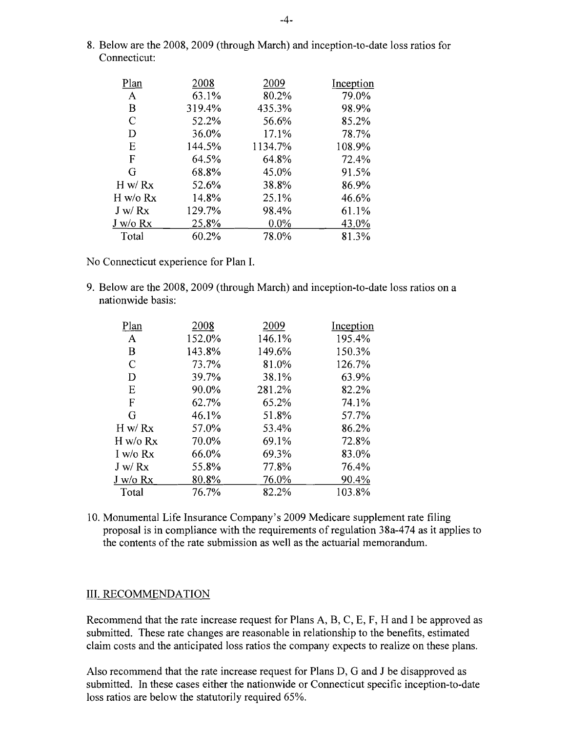8. Below are the 2008, 2009 (through March) and inception-to-date loss ratios for Connecticut:

| Plan | 2008 | 2009 | Inception |
|---|---|---|---|
| A | 63.1% | 80.2% | 79.0% |
| B | 319.4% | 435.3% | 98.9% |
| C | 52.2% | 56.6% | 85.2% |
| D | 36.0% | 17.1% | 78.7% |
| E | 144.5% | 1134.7% | 108.9% |
| F | 64.5% | 64.8% | 72.4% |
| G | 68.8% | 45.0% | 91.5% |
| H w/ Rx | 52.6% | 38.8% | 86.9% |
| H w/o Rx | 14.8% | 25.1% | 46.6% |
| J w/ Rx | 129.7% | 98.4% | 61.1% |
| J w/o Rx | 25.8% | 0.0% | 43.0% |
| Total | 60.2% | 78.0% | 81.3% |

No Connecticut experience for Plan I.

9. Below are the 2008, 2009 (through March) and inception-to-date loss ratios on a nationwide basis:

| Plan | 2008 | 2009 | Inception |
|---|---|---|---|
| A | 152.0% | 146.1% | 195.4% |
| B | 143.8% | 149.6% | 150.3% |
| C | 73.7% | 81.0% | 126.7% |
| D | 39.7% | 38.1% | 63.9% |
| E | 90.0% | 281.2% | 82.2% |
| F | 62.7% | 65.2% | 74.1% |
| G | 46.1% | 51.8% | 57.7% |
| H w/ Rx | 57.0% | 53.4% | 86.2% |
| H w/o Rx | 70.0% | 69.1% | 72.8% |
| I w/o Rx | 66.0% | 69.3% | 83.0% |
| J w/ Rx | 55.8% | 77.8% | 76.4% |
| J w/o Rx | 80.8% | 76.0% | 90.4% |
| Total | 76.7% | 82.2% | 103.8% |

10. Monumental Life Insurance Company's 2009 Medicare supplement rate filing proposal is in compliance with the requirements of regulation 38a-474 as it applies to the contents of the rate submission as well as the actuarial memorandum.

## III. RECOMMENDATION

Recommend that the rate increase request for Plans A, B, C, E, F, H and I be approved as submitted. These rate changes are reasonable in relationship to the benefits, estimated claim costs and the anticipated loss ratios the company expects to realize on these plans.

Also recommend that the rate increase request for Plans D, G and J be disapproved as submitted. In these cases either the nationwide or Connecticut specific inception-to-date loss ratios are below the statutorily required 65%.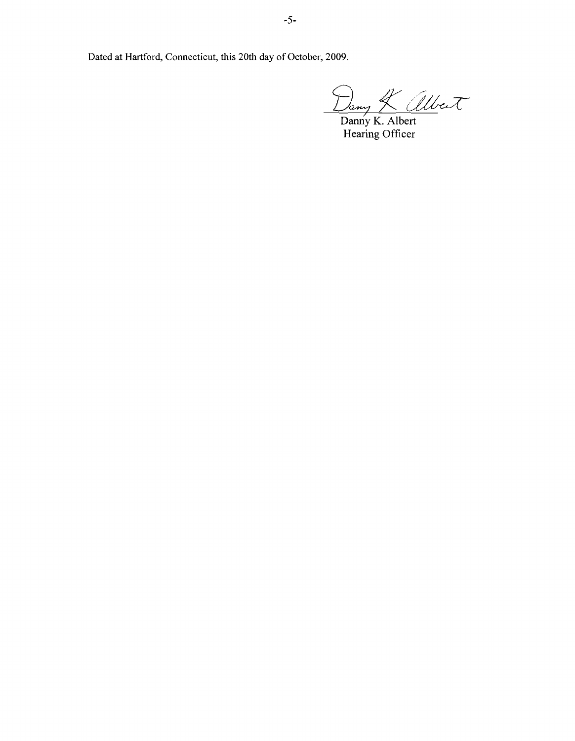Dated at Hartford, Connecticut, this 20th day of October, 2009.

Danny K. Albert
Hearing Officer